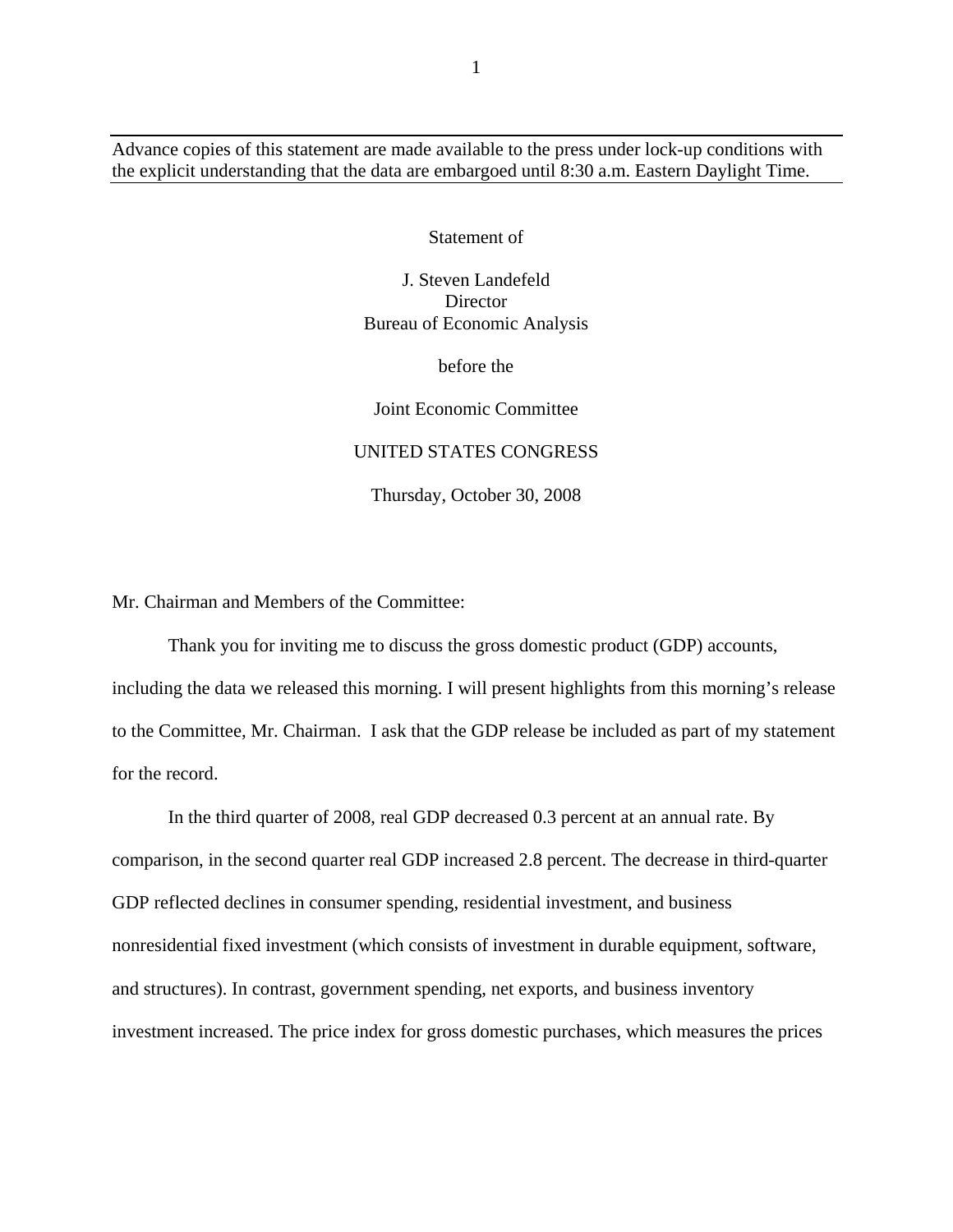Advance copies of this statement are made available to the press under lock-up conditions with the explicit understanding that the data are embargoed until 8:30 a.m. Eastern Daylight Time.

Statement of

J. Steven Landefeld
Director
Bureau of Economic Analysis

before the

Joint Economic Committee

UNITED STATES CONGRESS

Thursday, October 30, 2008

Mr. Chairman and Members of the Committee:

Thank you for inviting me to discuss the gross domestic product (GDP) accounts, including the data we released this morning. I will present highlights from this morning's release to the Committee, Mr. Chairman. I ask that the GDP release be included as part of my statement for the record.

In the third quarter of 2008, real GDP decreased 0.3 percent at an annual rate. By comparison, in the second quarter real GDP increased 2.8 percent. The decrease in third-quarter GDP reflected declines in consumer spending, residential investment, and business nonresidential fixed investment (which consists of investment in durable equipment, software, and structures). In contrast, government spending, net exports, and business inventory investment increased. The price index for gross domestic purchases, which measures the prices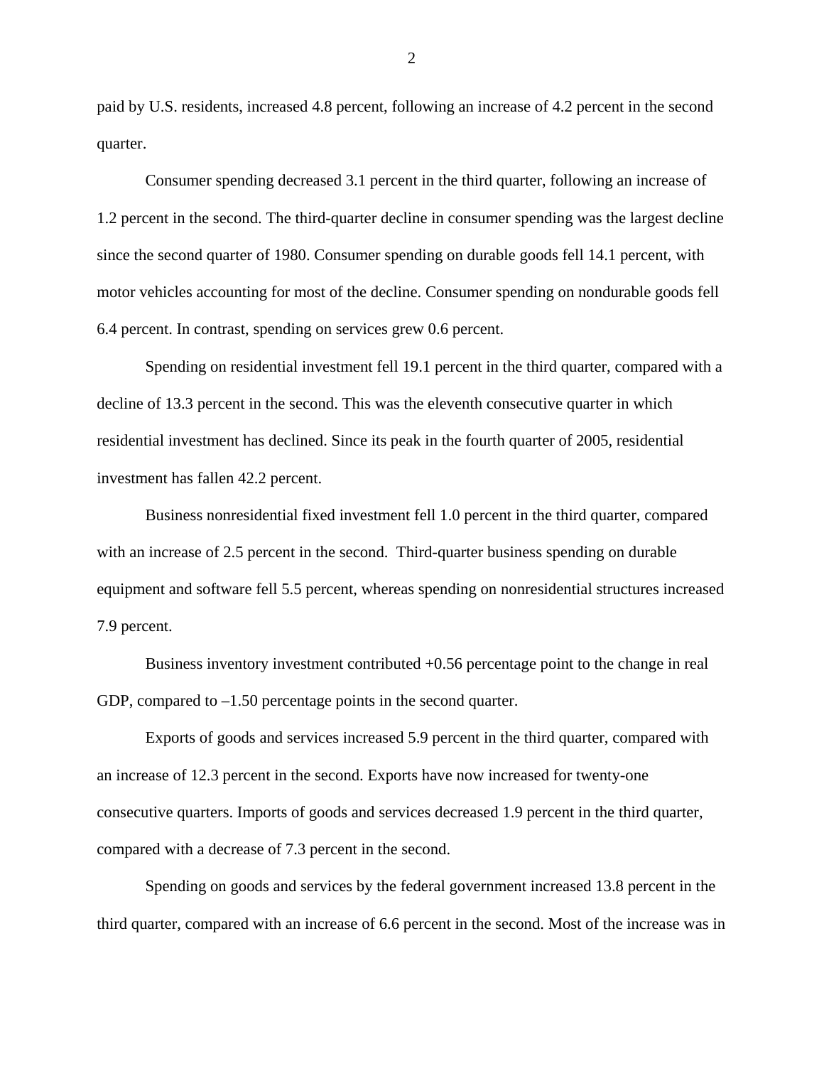paid by U.S. residents, increased 4.8 percent, following an increase of 4.2 percent in the second quarter.

Consumer spending decreased 3.1 percent in the third quarter, following an increase of 1.2 percent in the second. The third-quarter decline in consumer spending was the largest decline since the second quarter of 1980. Consumer spending on durable goods fell 14.1 percent, with motor vehicles accounting for most of the decline. Consumer spending on nondurable goods fell 6.4 percent. In contrast, spending on services grew 0.6 percent.

Spending on residential investment fell 19.1 percent in the third quarter, compared with a decline of 13.3 percent in the second. This was the eleventh consecutive quarter in which residential investment has declined. Since its peak in the fourth quarter of 2005, residential investment has fallen 42.2 percent.

Business nonresidential fixed investment fell 1.0 percent in the third quarter, compared with an increase of 2.5 percent in the second. Third-quarter business spending on durable equipment and software fell 5.5 percent, whereas spending on nonresidential structures increased 7.9 percent.

Business inventory investment contributed +0.56 percentage point to the change in real GDP, compared to –1.50 percentage points in the second quarter.

Exports of goods and services increased 5.9 percent in the third quarter, compared with an increase of 12.3 percent in the second. Exports have now increased for twenty-one consecutive quarters. Imports of goods and services decreased 1.9 percent in the third quarter, compared with a decrease of 7.3 percent in the second.

Spending on goods and services by the federal government increased 13.8 percent in the third quarter, compared with an increase of 6.6 percent in the second. Most of the increase was in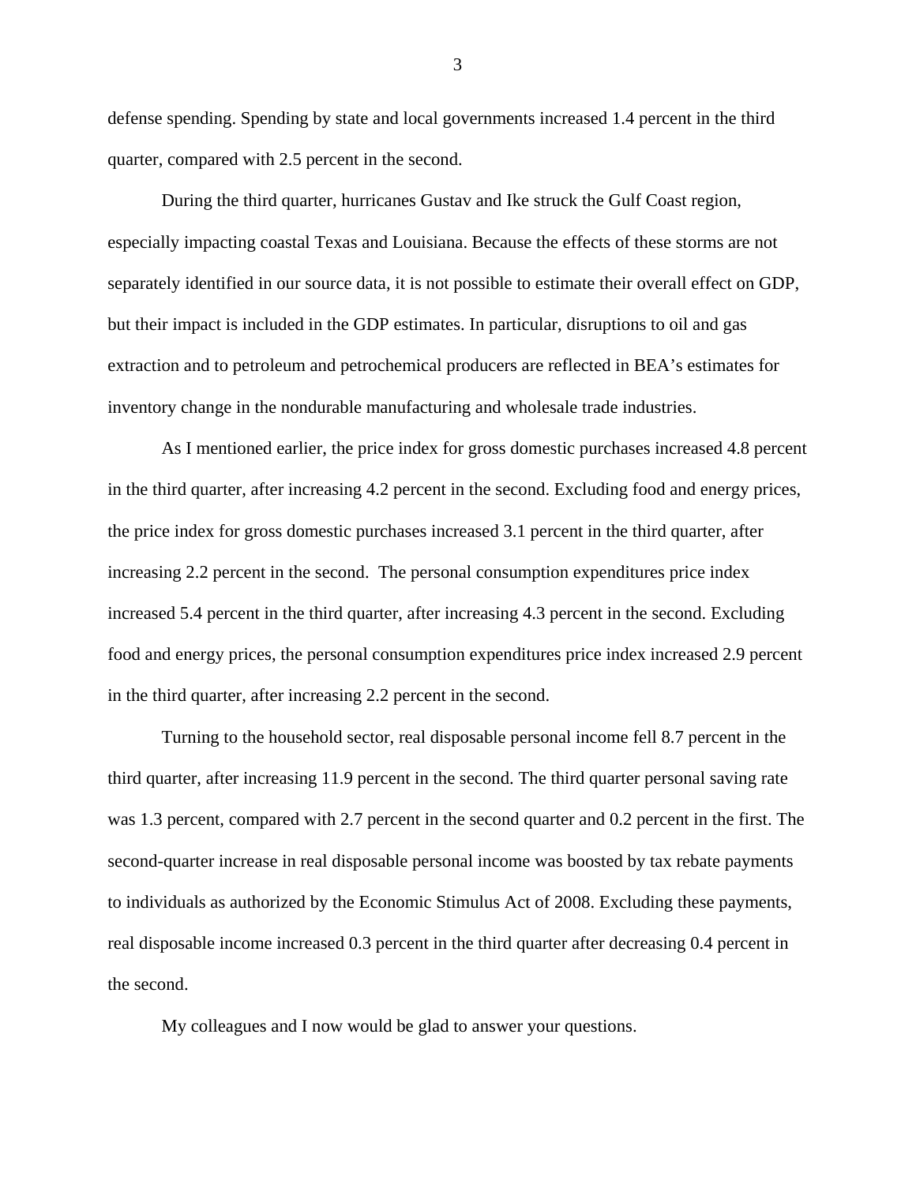defense spending. Spending by state and local governments increased 1.4 percent in the third quarter, compared with 2.5 percent in the second.

During the third quarter, hurricanes Gustav and Ike struck the Gulf Coast region, especially impacting coastal Texas and Louisiana. Because the effects of these storms are not separately identified in our source data, it is not possible to estimate their overall effect on GDP, but their impact is included in the GDP estimates. In particular, disruptions to oil and gas extraction and to petroleum and petrochemical producers are reflected in BEA's estimates for inventory change in the nondurable manufacturing and wholesale trade industries.

As I mentioned earlier, the price index for gross domestic purchases increased 4.8 percent in the third quarter, after increasing 4.2 percent in the second. Excluding food and energy prices, the price index for gross domestic purchases increased 3.1 percent in the third quarter, after increasing 2.2 percent in the second. The personal consumption expenditures price index increased 5.4 percent in the third quarter, after increasing 4.3 percent in the second. Excluding food and energy prices, the personal consumption expenditures price index increased 2.9 percent in the third quarter, after increasing 2.2 percent in the second.

Turning to the household sector, real disposable personal income fell 8.7 percent in the third quarter, after increasing 11.9 percent in the second. The third quarter personal saving rate was 1.3 percent, compared with 2.7 percent in the second quarter and 0.2 percent in the first. The second-quarter increase in real disposable personal income was boosted by tax rebate payments to individuals as authorized by the Economic Stimulus Act of 2008. Excluding these payments, real disposable income increased 0.3 percent in the third quarter after decreasing 0.4 percent in the second.

My colleagues and I now would be glad to answer your questions.